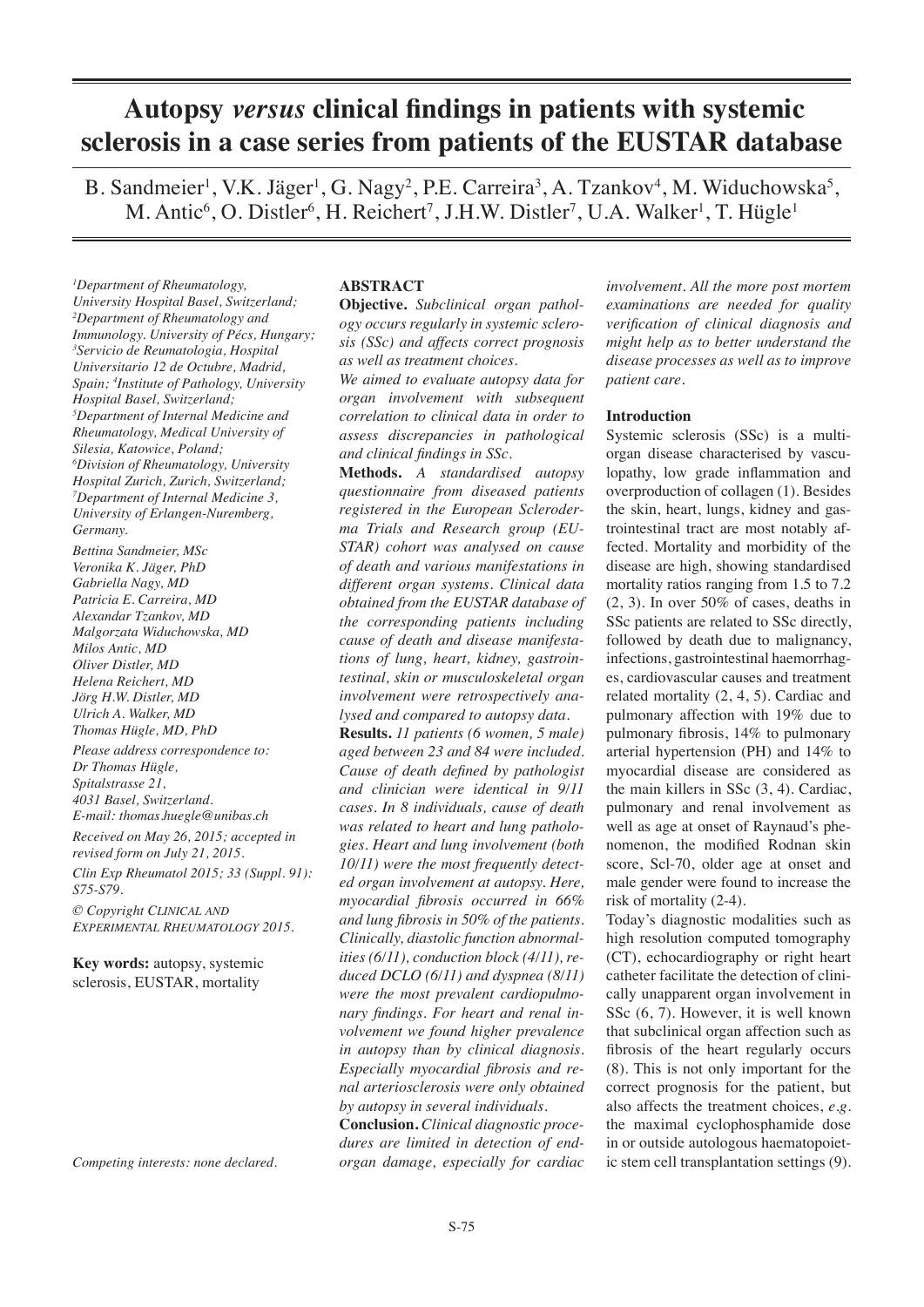# Autopsy *versus* clinical findings in patients with systemic sclerosis in a case series from patients of the EUSTAR database

B. Sandmeier[1], V.K. Jäger[1], G. Nagy[2], P.E. Carreira[3], A. Tzankov[4], M. Widuchowska[5], M. Antic[6], O. Distler[6], H. Reichert[7], J.H.W. Distler[7], U.A. Walker[1], T. Hügle[1]

[1]Department of Rheumatology, University Hospital Basel, Switzerland; [2]Department of Rheumatology and Immunology. University of Pécs, Hungary; [3]Servicio de Reumatologia, Hospital Universitario 12 de Octubre, Madrid, Spain; [4]Institute of Pathology, University Hospital Basel, Switzerland; [5]Department of Internal Medicine and Rheumatology, Medical University of Silesia, Katowice, Poland; [6]Division of Rheumatology, University Hospital Zurich, Zurich, Switzerland; [7]Department of Internal Medicine 3, University of Erlangen-Nuremberg, Germany.

Bettina Sandmeier, MSc
Veronika K. Jäger, PhD
Gabriella Nagy, MD
Patricia E. Carreira, MD
Alexandar Tzankov, MD
Malgorzata Widuchowska, MD
Milos Antic, MD
Oliver Distler, MD
Helena Reichert, MD
Jörg H.W. Distler, MD
Ulrich A. Walker, MD
Thomas Hügle, MD, PhD

Please address correspondence to:
Dr Thomas Hügle,
Spitalstrasse 21,
4031 Basel, Switzerland.
E-mail: thomas.huegle@unibas.ch

Received on May 26, 2015; accepted in revised form on July 21, 2015.

Clin Exp Rheumatol 2015; 33 (Suppl. 91): S75-S79.

© Copyright *Clinical and Experimental Rheumatology* 2015.

**Key words:** autopsy, systemic sclerosis, EUSTAR, mortality

Competing interests: none declared.

## ABSTRACT

**Objective.** *Subclinical organ pathology occurs regularly in systemic sclerosis (SSc) and affects correct prognosis as well as treatment choices.*

*We aimed to evaluate autopsy data for organ involvement with subsequent correlation to clinical data in order to assess discrepancies in pathological and clinical findings in SSc.*

**Methods.** *A standardised autopsy questionnaire from diseased patients registered in the European Scleroderma Trials and Research group (EUSTAR) cohort was analysed on cause of death and various manifestations in different organ systems. Clinical data obtained from the EUSTAR database of the corresponding patients including cause of death and disease manifestations of lung, heart, kidney, gastrointestinal, skin or musculoskeletal organ involvement were retrospectively analysed and compared to autopsy data.*

**Results.** *11 patients (6 women, 5 male) aged between 23 and 84 were included. Cause of death defined by pathologist and clinician were identical in 9/11 cases. In 8 individuals, cause of death was related to heart and lung pathologies. Heart and lung involvement (both 10/11) were the most frequently detected organ involvement at autopsy. Here, myocardial fibrosis occurred in 66% and lung fibrosis in 50% of the patients. Clinically, diastolic function abnormalities (6/11), conduction block (4/11), reduced DCLO (6/11) and dyspnea (8/11) were the most prevalent cardiopulmonary findings. For heart and renal involvement we found higher prevalence in autopsy than by clinical diagnosis. Especially myocardial fibrosis and renal arteriosclerosis were only obtained by autopsy in several individuals.*

**Conclusion.** *Clinical diagnostic procedures are limited in detection of end-organ damage, especially for cardiac involvement. All the more post mortem examinations are needed for quality verification of clinical diagnosis and might help as to better understand the disease processes as well as to improve patient care.*

## Introduction

Systemic sclerosis (SSc) is a multi-organ disease characterised by vasculopathy, low grade inflammation and overproduction of collagen (1). Besides the skin, heart, lungs, kidney and gastrointestinal tract are most notably affected. Mortality and morbidity of the disease are high, showing standardised mortality ratios ranging from 1.5 to 7.2 (2, 3). In over 50% of cases, deaths in SSc patients are related to SSc directly, followed by death due to malignancy, infections, gastrointestinal haemorrhages, cardiovascular causes and treatment related mortality (2, 4, 5). Cardiac and pulmonary affection with 19% due to pulmonary fibrosis, 14% to pulmonary arterial hypertension (PH) and 14% to myocardial disease are considered as the main killers in SSc (3, 4). Cardiac, pulmonary and renal involvement as well as age at onset of Raynaud's phenomenon, the modified Rodnan skin score, Scl-70, older age at onset and male gender were found to increase the risk of mortality (2-4).

Today's diagnostic modalities such as high resolution computed tomography (CT), echocardiography or right heart catheter facilitate the detection of clinically unapparent organ involvement in SSc (6, 7). However, it is well known that subclinical organ affection such as fibrosis of the heart regularly occurs (8). This is not only important for the correct prognosis for the patient, but also affects the treatment choices, *e.g.* the maximal cyclophosphamide dose in or outside autologous haematopoietic stem cell transplantation settings (9).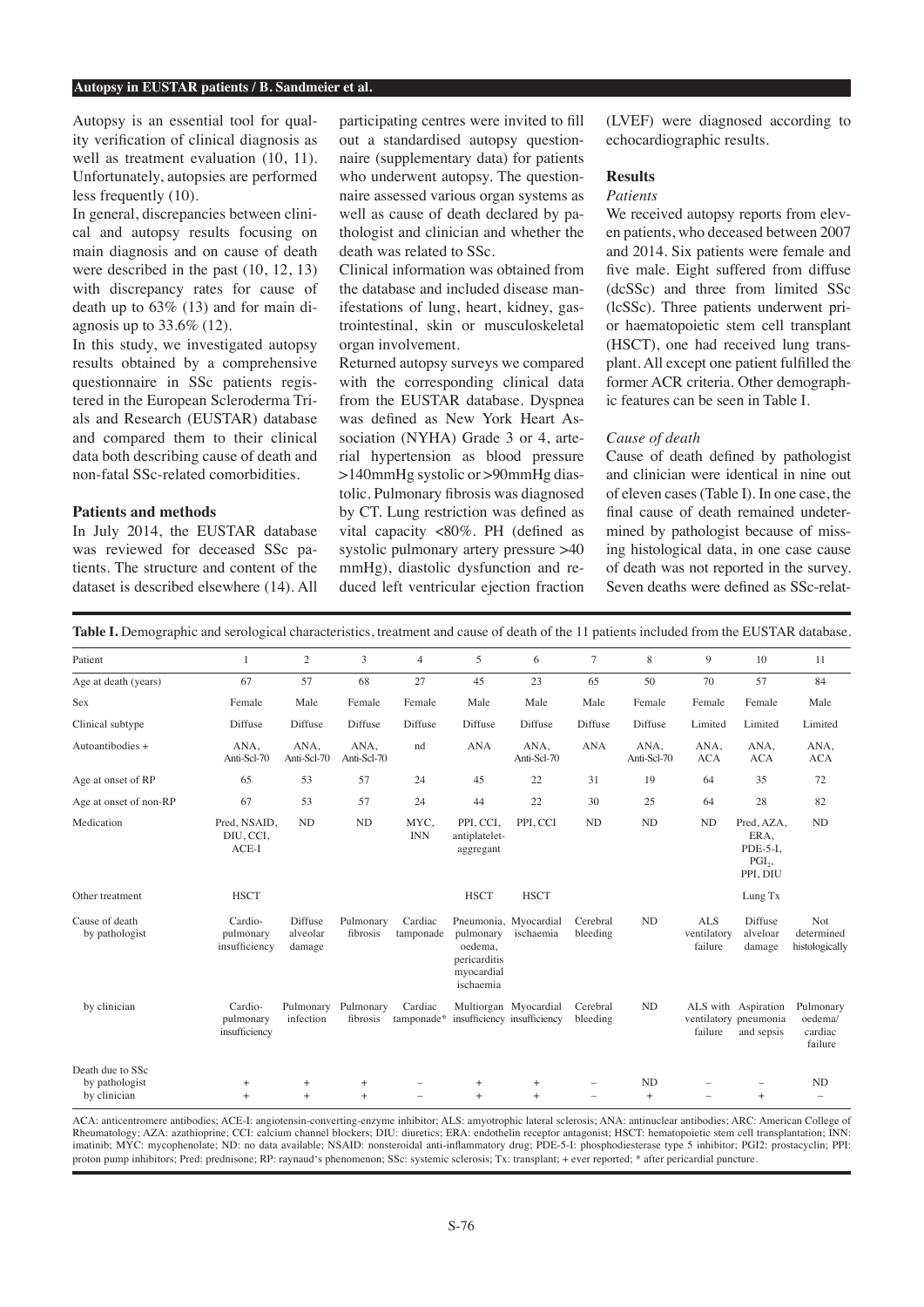Autopsy is an essential tool for quality verification of clinical diagnosis as well as treatment evaluation (10, 11). Unfortunately, autopsies are performed less frequently (10).

In general, discrepancies between clinical and autopsy results focusing on main diagnosis and on cause of death were described in the past (10, 12, 13) with discrepancy rates for cause of death up to 63% (13) and for main diagnosis up to 33.6% (12).

In this study, we investigated autopsy results obtained by a comprehensive questionnaire in SSc patients registered in the European Scleroderma Trials and Research (EUSTAR) database and compared them to their clinical data both describing cause of death and non-fatal SSc-related comorbidities.

## Patients and methods

In July 2014, the EUSTAR database was reviewed for deceased SSc patients. The structure and content of the dataset is described elsewhere (14). All participating centres were invited to fill out a standardised autopsy questionnaire (supplementary data) for patients who underwent autopsy. The questionnaire assessed various organ systems as well as cause of death declared by pathologist and clinician and whether the death was related to SSc.

Clinical information was obtained from the database and included disease manifestations of lung, heart, kidney, gastrointestinal, skin or musculoskeletal organ involvement.

Returned autopsy surveys we compared with the corresponding clinical data from the EUSTAR database. Dyspnea was defined as New York Heart Association (NYHA) Grade 3 or 4, arterial hypertension as blood pressure >140mmHg systolic or >90mmHg diastolic. Pulmonary fibrosis was diagnosed by CT. Lung restriction was defined as vital capacity <80%. PH (defined as systolic pulmonary artery pressure >40 mmHg), diastolic dysfunction and reduced left ventricular ejection fraction (LVEF) were diagnosed according to echocardiographic results.

## Results

### *Patients*

We received autopsy reports from eleven patients, who deceased between 2007 and 2014. Six patients were female and five male. Eight suffered from diffuse (dcSSc) and three from limited SSc (lcSSc). Three patients underwent prior haematopoietic stem cell transplant (HSCT), one had received lung transplant. All except one patient fulfilled the former ACR criteria. Other demographic features can be seen in Table I.

### *Cause of death*

Cause of death defined by pathologist and clinician were identical in nine out of eleven cases (Table I). In one case, the final cause of death remained undetermined by pathologist because of missing histological data, in one case cause of death was not reported in the survey. Seven deaths were defined as SSc-relat-

**Table I.** Demographic and serological characteristics, treatment and cause of death of the 11 patients included from the EUSTAR database.

| Patient | 1 | 2 | 3 | 4 | 5 | 6 | 7 | 8 | 9 | 10 | 11 |
|---|---|---|---|---|---|---|---|---|---|---|---|
| Age at death (years) | 67 | 57 | 68 | 27 | 45 | 23 | 65 | 50 | 70 | 57 | 84 |
| Sex | Female | Male | Female | Female | Male | Male | Male | Female | Female | Female | Male |
| Clinical subtype | Diffuse | Diffuse | Diffuse | Diffuse | Diffuse | Diffuse | Diffuse | Diffuse | Limited | Limited | Limited |
| Autoantibodies + | ANA, Anti-Scl-70 | ANA, Anti-Scl-70 | ANA, Anti-Scl-70 | nd | ANA | ANA, Anti-Scl-70 | ANA | ANA, Anti-Scl-70 | ANA, ACA | ANA, ACA | ANA, ACA |
| Age at onset of RP | 65 | 53 | 57 | 24 | 45 | 22 | 31 | 19 | 64 | 35 | 72 |
| Age at onset of non-RP | 67 | 53 | 57 | 24 | 44 | 22 | 30 | 25 | 64 | 28 | 82 |
| Medication | Pred, NSAID, DIU, CCI, ACE-I | ND | ND | MYC, INN | PPI, CCI, antiplatelet-aggregant | PPI, CCI | ND | ND | ND | Pred, AZA, ERA, PDE-5-I, $PGI_2$, PPI, DIU | ND |
| Other treatment | HSCT | | | | HSCT | HSCT | | | | Lung Tx | |
| Cause of death by pathologist | Cardio-pulmonary insufficiency | Diffuse alveolar damage | Pulmonary fibrosis | Cardiac tamponade | Pneumonia, pulmonary oedema, pericarditis myocardial ischaemia | Myocardial ischaemia | Cerebral bleeding | ND | ALS ventilatory failure | Diffuse alveolar damage | Not determined histologically |
| by clinician | Cardio-pulmonary insufficiency | Pulmonary infection | Pulmonary fibrosis | Cardiac tamponade* | Multiorgan insufficiency | Myocardial insufficiency | Cerebral bleeding | ND | ALS with ventilatory failure | Aspiration pneumonia and sepsis | Pulmonary oedema/ cardiac failure |
| Death due to SSc | | | | | | | | | | | |
| by pathologist | + | + | + | – | + | + | – | ND | – | – | ND |
| by clinician | + | + | + | – | + | + | – | + | – | + | – |

ACA: anticentromere antibodies; ACE-I: angiotensin-converting-enzyme inhibitor; ALS: amyotrophic lateral sclerosis; ANA: antinuclear antibodies; ARC: American College of Rheumatology; AZA: azathioprine; CCI: calcium channel blockers; DIU: diuretics; ERA: endothelin receptor antagonist; HSCT: hematopoietic stem cell transplantation; INN: imatinib; MYC: mycophenolate; ND: no data available; NSAID: nonsteroidal anti-inflammatory drug; PDE-5-I: phosphodiesterase type 5 inhibitor; PGI2: prostacyclin; PPI: proton pump inhibitors; Pred: prednisone; RP: raynaud's phenomenon; SSc: systemic sclerosis; Tx: transplant; + ever reported; * after pericardial puncture.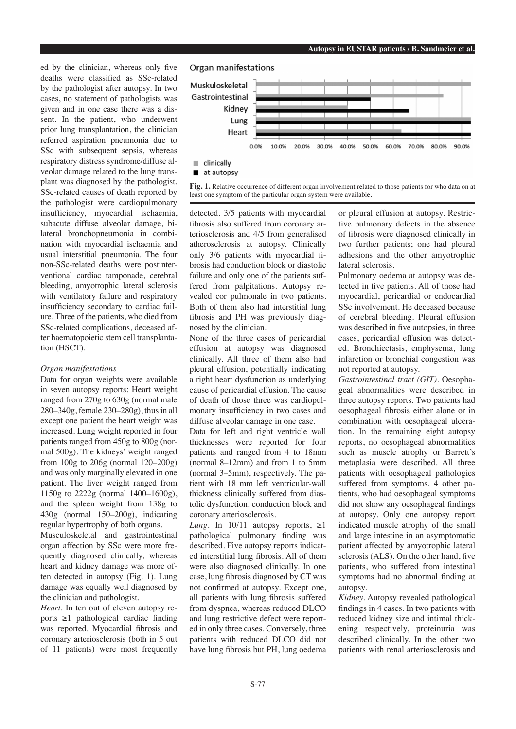ed by the clinician, whereas only five deaths were classified as SSc-related by the pathologist after autopsy. In two cases, no statement of pathologists was given and in one case there was a dissent. In the patient, who underwent prior lung transplantation, the clinician referred aspiration pneumonia due to SSc with subsequent sepsis, whereas respiratory distress syndrome/diffuse alveolar damage related to the lung transplant was diagnosed by the pathologist. SSc-related causes of death reported by the pathologist were cardiopulmonary insufficiency, myocardial ischaemia, subacute diffuse alveolar damage, bilateral bronchopneumonia in combination with myocardial ischaemia and usual interstitial pneumonia. The four non-SSc-related deaths were postinterventional cardiac tamponade, cerebral bleeding, amyotrophic lateral sclerosis with ventilatory failure and respiratory insufficiency secondary to cardiac failure. Three of the patients, who died from SSc-related complications, deceased after haematopoietic stem cell transplantation (HSCT).

### *Organ manifestations*

Data for organ weights were available in seven autopsy reports: Heart weight ranged from 270g to 630g (normal male 280–340g, female 230–280g), thus in all except one patient the heart weight was increased. Lung weight reported in four patients ranged from 450g to 800g (normal 500g). The kidneys' weight ranged from 100g to 206g (normal 120–200g) and was only marginally elevated in one patient. The liver weight ranged from 1150g to 2222g (normal 1400–1600g), and the spleen weight from 138g to 430g (normal 150–200g), indicating regular hypertrophy of both organs.

Musculoskeletal and gastrointestinal organ affection by SSc were more frequently diagnosed clinically, whereas heart and kidney damage was more often detected in autopsy (Fig. 1). Lung damage was equally well diagnosed by the clinician and pathologist.

Organ manifestations

| Organ | clinically | at autopsy |
|---|---|---|
| Muskuloskeletal | ~95% | |
| Gastrointestinal | ~82% | 50% |
| Kidney | 40% | ~67% |
| Lung | ~95% | ~95% |
| Heart | ~64% | ~95% |

**Fig. 1.** Relative occurrence of different organ involvement related to those patients for who data on at least one symptom of the particular organ system were available.

*Heart.* In ten out of eleven autopsy reports ≥1 pathological cardiac finding was reported. Myocardial fibrosis and coronary arteriosclerosis (both in 5 out of 11 patients) were most frequently detected. 3/5 patients with myocardial fibrosis also suffered from coronary arteriosclerosis and 4/5 from generalised atherosclerosis at autopsy. Clinically only 3/6 patients with myocardial fibrosis had conduction block or diastolic failure and only one of the patients suffered from palpitations. Autopsy revealed cor pulmonale in two patients. Both of them also had interstitial lung fibrosis and PH was previously diagnosed by the clinician.

None of the three cases of pericardial effusion at autopsy was diagnosed clinically. All three of them also had pleural effusion, potentially indicating a right heart dysfunction as underlying cause of pericardial effusion. The cause of death of those three was cardiopulmonary insufficiency in two cases and diffuse alveolar damage in one case.

Data for left and right ventricle wall thicknesses were reported for four patients and ranged from 4 to 18mm (normal 8–12mm) and from 1 to 5mm (normal 3–5mm), respectively. The patient with 18 mm left ventricular-wall thickness clinically suffered from diastolic dysfunction, conduction block and coronary arteriosclerosis.

*Lung.* In 10/11 autopsy reports, ≥1 pathological pulmonary finding was described. Five autopsy reports indicated interstitial lung fibrosis. All of them were also diagnosed clinically. In one case, lung fibrosis diagnosed by CT was not confirmed at autopsy. Except one, all patients with lung fibrosis suffered from dyspnea, whereas reduced DLCO and lung restrictive defect were reported in only three cases. Conversely, three patients with reduced DLCO did not have lung fibrosis but PH, lung oedema or pleural effusion at autopsy. Restrictive pulmonary defects in the absence of fibrosis were diagnosed clinically in two further patients; one had pleural adhesions and the other amyotrophic lateral sclerosis.

Pulmonary oedema at autopsy was detected in five patients. All of those had myocardial, pericardial or endocardial SSc involvement. He deceased because of cerebral bleeding. Pleural effusion was described in five autopsies, in three cases, pericardial effusion was detected. Bronchiectasis, emphysema, lung infarction or bronchial congestion was not reported at autopsy.

*Gastrointestinal tract (GIT).* Oesophageal abnormalities were described in three autopsy reports. Two patients had oesophageal fibrosis either alone or in combination with oesophageal ulceration. In the remaining eight autopsy reports, no oesophageal abnormalities such as muscle atrophy or Barrett's metaplasia were described. All three patients with oesophageal pathologies suffered from symptoms. 4 other patients, who had oesophageal symptoms did not show any oesophageal findings at autopsy. Only one autopsy report indicated muscle atrophy of the small and large intestine in an asymptomatic patient affected by amyotrophic lateral sclerosis (ALS). On the other hand, five patients, who suffered from intestinal symptoms had no abnormal finding at autopsy.

*Kidney.* Autopsy revealed pathological findings in 4 cases. In two patients with reduced kidney size and intimal thickening respectively, proteinuria was described clinically. In the other two patients with renal arteriosclerosis and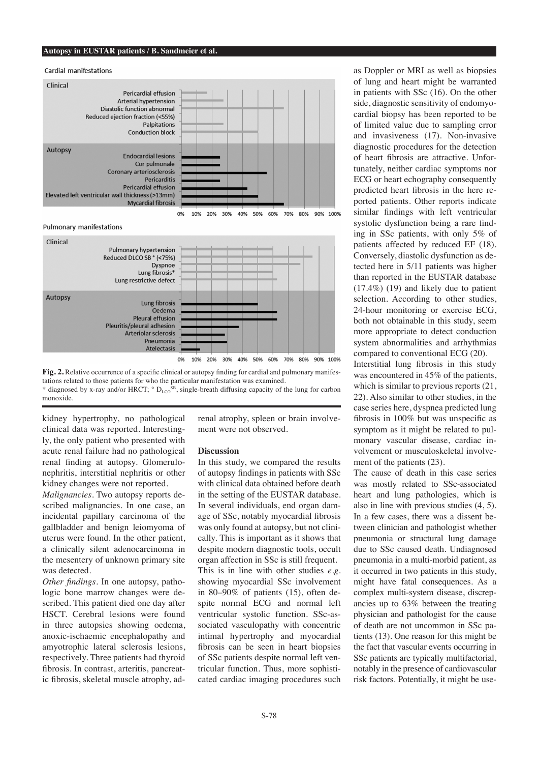**Fig. 2.** Relative occurrence of a specific clinical or autopsy finding for cardial and pulmonary manifestations related to those patients for who the particular manifestation was examined.
* diagnosed by x-ray and/or HRCT; ° $D_{LCO}^{SB}$, single-breath diffusing capacity of the lung for carbon monoxide.

kidney hypertrophy, no pathological clinical data was reported. Interestingly, the only patient who presented with acute renal failure had no pathological renal finding at autopsy. Glomerulonephritis, interstitial nephritis or other kidney changes were not reported.

*Malignancies.* Two autopsy reports described malignancies. In one case, an incidental papillary carcinoma of the gallbladder and benign leiomyoma of uterus were found. In the other patient, a clinically silent adenocarcinoma in the mesentery of unknown primary site was detected.

*Other findings.* In one autopsy, pathologic bone marrow changes were described. This patient died one day after HSCT. Cerebral lesions were found in three autopsies showing oedema, anoxic-ischaemic encephalopathy and amyotrophic lateral sclerosis lesions, respectively. Three patients had thyroid fibrosis. In contrast, arteritis, pancreatic fibrosis, skeletal muscle atrophy, adrenal atrophy, spleen or brain involvement were not observed.

## Discussion

In this study, we compared the results of autopsy findings in patients with SSc with clinical data obtained before death in the setting of the EUSTAR database. In several individuals, end organ damage of SSc, notably myocardial fibrosis was only found at autopsy, but not clinically. This is important as it shows that despite modern diagnostic tools, occult organ affection in SSc is still frequent.

This is in line with other studies *e.g.* showing myocardial SSc involvement in 80–90% of patients (15), often despite normal ECG and normal left ventricular systolic function. SSc-associated vasculopathy with concentric intimal hypertrophy and myocardial fibrosis can be seen in heart biopsies of SSc patients despite normal left ventricular function. Thus, more sophisticated cardiac imaging procedures such as Doppler or MRI as well as biopsies of lung and heart might be warranted in patients with SSc (16). On the other side, diagnostic sensitivity of endomyocardial biopsy has been reported to be of limited value due to sampling error and invasiveness (17). Non-invasive diagnostic procedures for the detection of heart fibrosis are attractive. Unfortunately, neither cardiac symptoms nor ECG or heart echography consequently predicted heart fibrosis in the here reported patients. Other reports indicate similar findings with left ventricular systolic dysfunction being a rare finding in SSc patients, with only 5% of patients affected by reduced EF (18). Conversely, diastolic dysfunction as detected here in 5/11 patients was higher than reported in the EUSTAR database (17.4%) (19) and likely due to patient selection. According to other studies, 24-hour monitoring or exercise ECG, both not obtainable in this study, seem more appropriate to detect conduction system abnormalities and arrhythmias compared to conventional ECG (20).

Interstitial lung fibrosis in this study was encountered in 45% of the patients, which is similar to previous reports (21, 22). Also similar to other studies, in the case series here, dyspnea predicted lung fibrosis in 100% but was unspecific as symptom as it might be related to pulmonary vascular disease, cardiac involvement or musculoskeletal involvement of the patients (23).

The cause of death in this case series was mostly related to SSc-associated heart and lung pathologies, which is also in line with previous studies (4, 5). In a few cases, there was a dissent between clinician and pathologist whether pneumonia or structural lung damage due to SSc caused death. Undiagnosed pneumonia in a multi-morbid patient, as it occurred in two patients in this study, might have fatal consequences. As a complex multi-system disease, discrepancies up to 63% between the treating physician and pathologist for the cause of death are not uncommon in SSc patients (13). One reason for this might be the fact that vascular events occurring in SSc patients are typically multifactorial, notably in the presence of cardiovascular risk factors. Potentially, it might be use-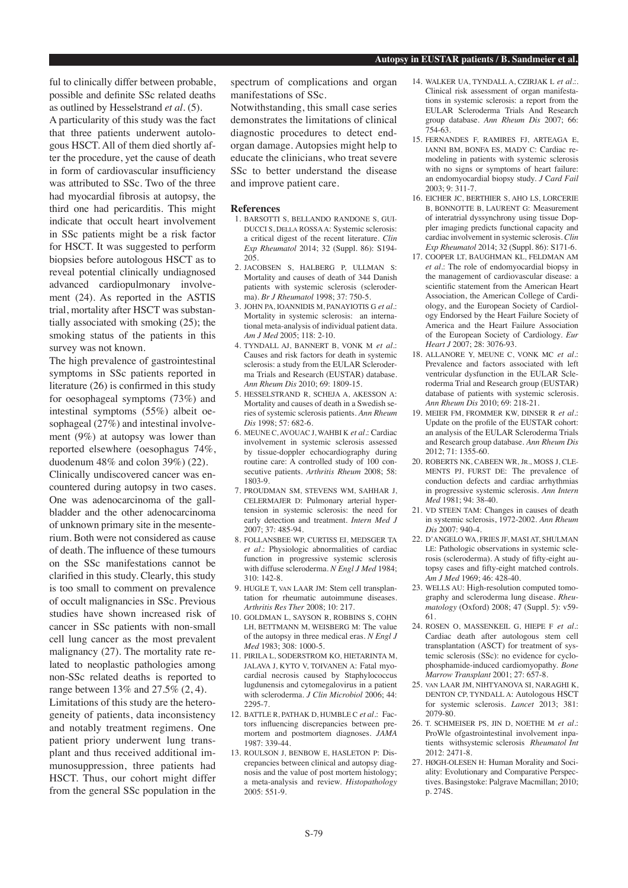ful to clinically differ between probable, possible and definite SSc related deaths as outlined by Hesselstrand *et al.* (5).

A particularity of this study was the fact that three patients underwent autologous HSCT. All of them died shortly after the procedure, yet the cause of death in form of cardiovascular insufficiency was attributed to SSc. Two of the three had myocardial fibrosis at autopsy, the third one had pericarditis. This might indicate that occult heart involvement in SSc patients might be a risk factor for HSCT. It was suggested to perform biopsies before autologous HSCT as to reveal potential clinically undiagnosed advanced cardiopulmonary involvement (24). As reported in the ASTIS trial, mortality after HSCT was substantially associated with smoking (25); the smoking status of the patients in this survey was not known.

The high prevalence of gastrointestinal symptoms in SSc patients reported in literature (26) is confirmed in this study for oesophageal symptoms (73%) and intestinal symptoms (55%) albeit oesophageal (27%) and intestinal involvement (9%) at autopsy was lower than reported elsewhere (oesophagus 74%, duodenum 48% and colon 39%) (22).

Clinically undiscovered cancer was encountered during autopsy in two cases. One was adenocarcinoma of the gallbladder and the other adenocarcinoma of unknown primary site in the mesenterium. Both were not considered as cause of death. The influence of these tumours on the SSc manifestations cannot be clarified in this study. Clearly, this study is too small to comment on prevalence of occult malignancies in SSc. Previous studies have shown increased risk of cancer in SSc patients with non-small cell lung cancer as the most prevalent malignancy (27). The mortality rate related to neoplastic pathologies among non-SSc related deaths is reported to range between 13% and 27.5% (2, 4).

Limitations of this study are the heterogeneity of patients, data inconsistency and notably treatment regimens. One patient priory underwent lung transplant and thus received additional immunosuppression, three patients had HSCT. Thus, our cohort might differ from the general SSc population in the spectrum of complications and organ manifestations of SSc.

Notwithstanding, this small case series demonstrates the limitations of clinical diagnostic procedures to detect end-organ damage. Autopsies might help to educate the clinicians, who treat severe SSc to better understand the disease and improve patient care.

## References

1. BARSOTTI S, BELLANDO RANDONE S, GUIDUCCI S, DELLA ROSSA A: Systemic sclerosis: a critical digest of the recent literature. *Clin Exp Rheumatol* 2014; 32 (Suppl. 86): S194-205.
2. JACOBSEN S, HALBERG P, ULLMAN S: Mortality and causes of death of 344 Danish patients with systemic sclerosis (scleroderma). *Br J Rheumatol* 1998; 37: 750-5.
3. JOHN PA, IOANNIDIS M, PANAYIOTIS G *et al.*: Mortality in systemic sclerosis: an international meta-analysis of individual patient data. *Am J Med* 2005; 118: 2-10.
4. TYNDALL AJ, BANNERT B, VONK M *et al.*: Causes and risk factors for death in systemic sclerosis: a study from the EULAR Scleroderma Trials and Research (EUSTAR) database. *Ann Rheum Dis* 2010; 69: 1809-15.
5. HESSELSTRAND R, SCHEJA A, AKESSON A: Mortality and causes of death in a Swedish series of systemic sclerosis patients. *Ann Rheum Dis* 1998; 57: 682-6.
6. MEUNE C, AVOUAC J, WAHBI K *et al.*: Cardiac involvement in systemic sclerosis assessed by tissue-doppler echocardiography during routine care: A controlled study of 100 consecutive patients. *Arthritis Rheum* 2008; 58: 1803-9.
7. PROUDMAN SM, STEVENS WM, SAHHAR J, CELERMAJER D: Pulmonary arterial hypertension in systemic sclerosis: the need for early detection and treatment. *Intern Med J* 2007; 37: 485-94.
8. FOLLANSBEE WP, CURTISS EI, MEDSGER TA *et al.*: Physiologic abnormalities of cardiac function in progressive systemic sclerosis with diffuse scleroderma. *N Engl J Med* 1984; 310: 142-8.
9. HUGLE T, VAN LAAR JM: Stem cell transplantation for rheumatic autoimmune diseases. *Arthritis Res Ther* 2008; 10: 217.
10. GOLDMAN L, SAYSON R, ROBBINS S, COHN LH, BETTMANN M, WEISBERG M: The value of the autopsy in three medical eras. *N Engl J Med* 1983; 308: 1000-5.
11. PIRILA L, SODERSTROM KO, HIETARINTA M, JALAVA J, KYTO V, TOIVANEN A: Fatal myocardial necrosis caused by Staphylococcus lugdunensis and cytomegalovirus in a patient with scleroderma. *J Clin Microbiol* 2006; 44: 2295-7.
12. BATTLE R, PATHAK D, HUMBLE C *et al.*: Factors influencing discrepancies between premortem and postmortem diagnoses. *JAMA* 1987: 339-44.
13. ROULSON J, BENBOW E, HASLETON P: Discrepancies between clinical and autopsy diagnosis and the value of post mortem histology; a meta-analysis and review. *Histopathology* 2005: 551-9.
14. WALKER UA, TYNDALL A, CZIRJAK L *et al.*:. Clinical risk assessment of organ manifestations in systemic sclerosis: a report from the EULAR Scleroderma Trials And Research group database. *Ann Rheum Dis* 2007; 66: 754-63.
15. FERNANDES F, RAMIRES FJ, ARTEAGA E, IANNI BM, BONFA ES, MADY C: Cardiac remodeling in patients with systemic sclerosis with no signs or symptoms of heart failure: an endomyocardial biopsy study. *J Card Fail* 2003; 9: 311-7.
16. EICHER JC, BERTHIER S, AHO LS, LORCERIE B, BONNOTTE B, LAURENT G: Measurement of interatrial dyssynchrony using tissue Doppler imaging predicts functional capacity and cardiac involvement in systemic sclerosis. *Clin Exp Rheumatol* 2014; 32 (Suppl. 86): S171-6.
17. COOPER LT, BAUGHMAN KL, FELDMAN AM *et al.*: The role of endomyocardial biopsy in the management of cardiovascular disease: a scientific statement from the American Heart Association, the American College of Cardiology, and the European Society of Cardiology Endorsed by the Heart Failure Society of America and the Heart Failure Association of the European Society of Cardiology. *Eur Heart J* 2007; 28: 3076-93.
18. ALLANORE Y, MEUNE C, VONK MC *et al.*: Prevalence and factors associated with left ventricular dysfunction in the EULAR Scleroderma Trial and Research group (EUSTAR) database of patients with systemic sclerosis. *Ann Rheum Dis* 2010; 69: 218-21.
19. MEIER FM, FROMMER KW, DINSER R *et al.*: Update on the profile of the EUSTAR cohort: an analysis of the EULAR Scleroderma Trials and Research group database. *Ann Rheum Dis* 2012; 71: 1355-60.
20. ROBERTS NK, CABEEN WR, JR., MOSS J, CLEMENTS PJ, FURST DE: The prevalence of conduction defects and cardiac arrhythmias in progressive systemic sclerosis. *Ann Intern Med* 1981; 94: 38-40.
21. VD STEEN TAM: Changes in causes of death in systemic sclerosis, 1972-2002. *Ann Rheum Dis* 2007: 940-4.
22. D'ANGELO WA, FRIES JF, MASI AT, SHULMAN LE: Pathologic observations in systemic sclerosis (scleroderma). A study of fifty-eight autopsy cases and fifty-eight matched controls. *Am J Med* 1969; 46: 428-40.
23. WELLS AU: High-resolution computed tomography and scleroderma lung disease. *Rheumatology* (Oxford) 2008; 47 (Suppl. 5): v59-61.
24. ROSEN O, MASSENKEIL G, HIEPE F *et al.*: Cardiac death after autologous stem cell transplantation (ASCT) for treatment of systemic sclerosis (SSc): no evidence for cyclophosphamide-induced cardiomyopathy. *Bone Marrow Transplant* 2001; 27: 657-8.
25. VAN LAAR JM, NIHTYANOVA SI, NARAGHI K, DENTON CP, TYNDALL A: Autologous HSCT for systemic sclerosis. *Lancet* 2013; 381: 2079-80.
26. T. SCHMEISER PS, JIN D, NOETHE M *et al.*: ProWle ofgastrointestinal involvement inpatients withsystemic sclerosis *Rheumatol Int* 2012: 2471-8.
27. HØGH-OLESEN H: Human Morality and Sociality: Evolutionary and Comparative Perspectives. Basingstoke: Palgrave Macmillan; 2010; p. 274S.